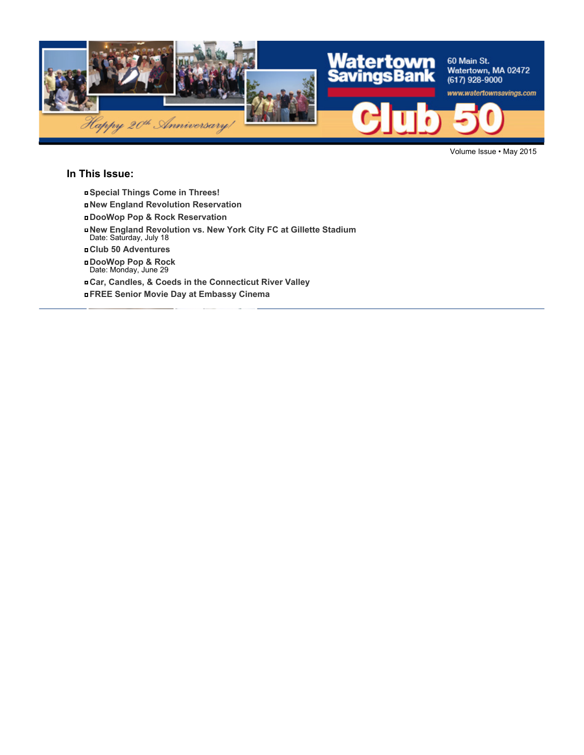Watertown Savings Bank

60 Main St.
Watertown, MA 02472
(617) 928-9000
www.watertownsavings.com

Happy 20th Anniversary!

# Club 50

Volume Issue • May 2015

## In This Issue:

- **Special Things Come in Threes!**
- **New England Revolution Reservation**
- **DooWop Pop & Rock Reservation**
- **New England Revolution vs. New York City FC at Gillette Stadium**
  Date: Saturday, July 18
- **Club 50 Adventures**
- **DooWop Pop & Rock**
  Date: Monday, June 29
- **Car, Candles, & Coeds in the Connecticut River Valley**
- **FREE Senior Movie Day at Embassy Cinema**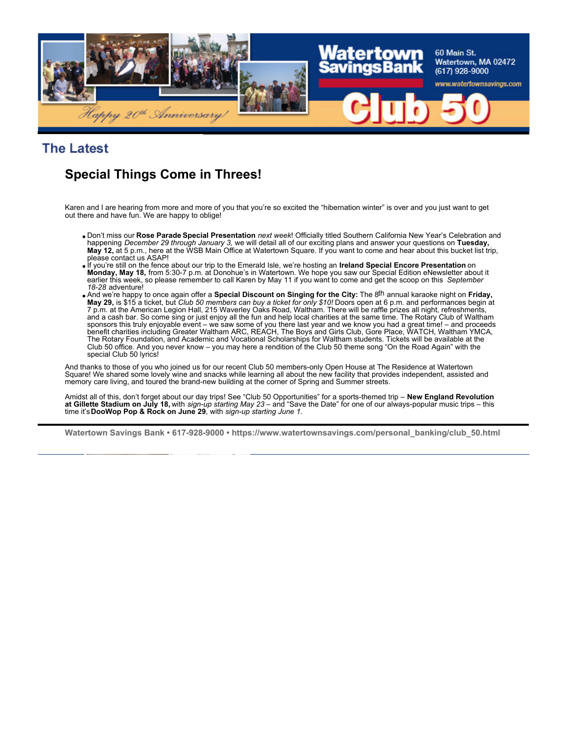Watertown Savings Bank
60 Main St.
Watertown, MA 02472
(617) 928-9000
www.watertownsavings.com

Happy 20th Anniversary!

Club 50

## The Latest

# Special Things Come in Threes!

Karen and I are hearing from more and more of you that you're so excited the "hibernation winter" is over and you just want to get out there and have fun. We are happy to oblige!

- Don't miss our **Rose Parade Special Presentation** *next week*! Officially titled Southern California New Year's Celebration and happening *December 29 through January 3,* we will detail all of our exciting plans and answer your questions on **Tuesday, May 12,** at 5 p.m., here at the WSB Main Office at Watertown Square. If you want to come and hear about this bucket list trip, please contact us ASAP!
- If you're still on the fence about our trip to the Emerald Isle, we're hosting an **Ireland Special Encore Presentation** on **Monday, May 18,** from 5:30-7 p.m. at Donohue's in Watertown. We hope you saw our Special Edition eNewsletter about it earlier this week, so please remember to call Karen by May 11 if you want to come and get the scoop on this *September 18-28* adventure!
- And we're happy to once again offer a **Special Discount on Singing for the City:** The 8th annual karaoke night on **Friday, May 29,** is $15 a ticket, but *Club 50 members can buy a ticket for only $10!* Doors open at 6 p.m. and performances begin at 7 p.m. at the American Legion Hall, 215 Waverley Oaks Road, Waltham. There will be raffle prizes all night, refreshments, and a cash bar. So come sing or just enjoy all the fun and help local charities at the same time. The Rotary Club of Waltham sponsors this truly enjoyable event – we saw some of you there last year and we know you had a great time! – and proceeds benefit charities including Greater Waltham ARC, REACH, The Boys and Girls Club, Gore Place, WATCH, Waltham YMCA, The Rotary Foundation, and Academic and Vocational Scholarships for Waltham students. Tickets will be available at the Club 50 office. And you never know – you may here a rendition of the Club 50 theme song "On the Road Again" with the special Club 50 lyrics!

And thanks to those of you who joined us for our recent Club 50 members-only Open House at The Residence at Watertown Square! We shared some lovely wine and snacks while learning all about the new facility that provides independent, assisted and memory care living, and toured the brand-new building at the corner of Spring and Summer streets.

Amidst all of this, don't forget about our day trips! See "Club 50 Opportunities" for a sports-themed trip – **New England Revolution at Gillette Stadium on July 18,** with *sign-up starting May 23* – and "Save the Date" for one of our always-popular music trips – this time it's **DooWop Pop & Rock on June 29**, with *sign-up starting June 1.*

Watertown Savings Bank • 617-928-9000 • https://www.watertownsavings.com/personal_banking/club_50.html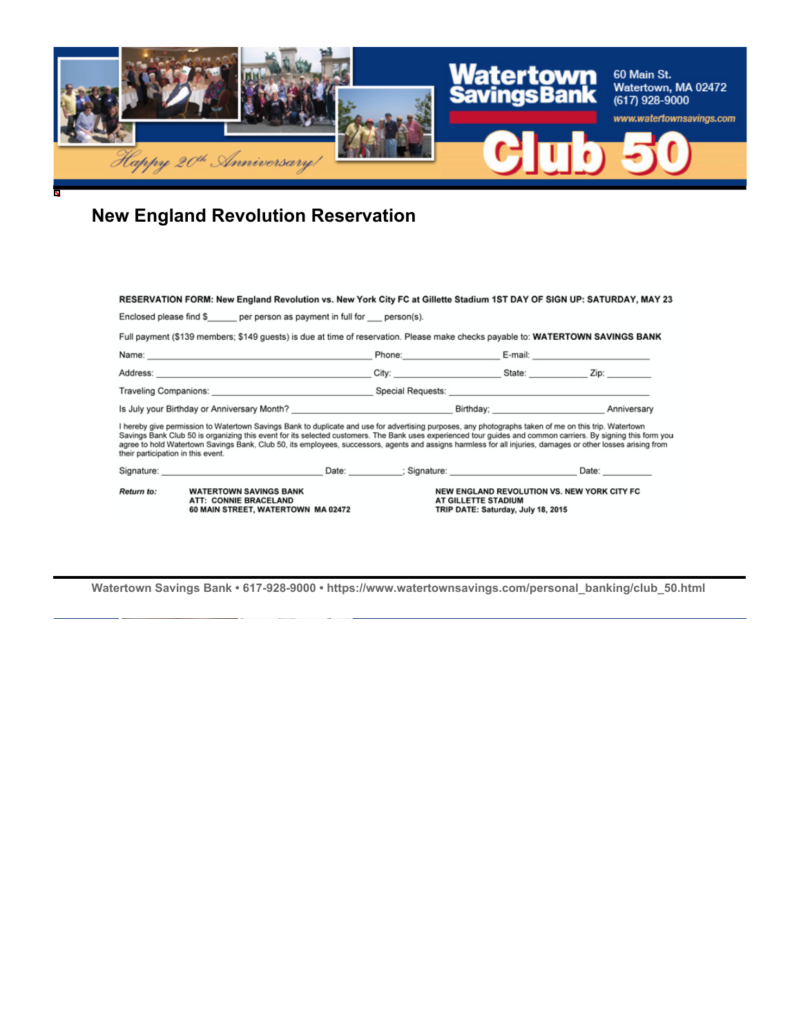Watertown Savings Bank

60 Main St.
Watertown, MA 02472
(617) 928-9000
www.watertownsavings.com

Happy 20th Anniversary!

Club 50

## New England Revolution Reservation

**RESERVATION FORM: New England Revolution vs. New York City FC at Gillette Stadium 1ST DAY OF SIGN UP: SATURDAY, MAY 23**

Enclosed please find $______ per person as payment in full for ___ person(s).

Full payment ($139 members; $149 guests) is due at time of reservation. Please make checks payable to: **WATERTOWN SAVINGS BANK**

Name: ________________________________________ Phone:__________________ E-mail: ____________________

Address: ______________________________________ City: __________________ State: __________ Zip: __________

Traveling Companions: ___________________________ Special Requests: ____________________________________

Is July your Birthday or Anniversary Month? ____________________________ Birthday; ______________________ Anniversary

I hereby give permission to Watertown Savings Bank to duplicate and use for advertising purposes, any photographs taken of me on this trip. Watertown Savings Bank Club 50 is organizing this event for its selected customers. The Bank uses experienced tour guides and common carriers. By signing this form you agree to hold Watertown Savings Bank, Club 50, its employees, successors, agents and assigns harmless for all injuries, damages or other losses arising from their participation in this event.

Signature: ______________________________ Date: __________; Signature: ________________________ Date: __________

*Return to:*

**WATERTOWN SAVINGS BANK**
**ATT: CONNIE BRACELAND**
**60 MAIN STREET, WATERTOWN MA 02472**

**NEW ENGLAND REVOLUTION VS. NEW YORK CITY FC**
**AT GILLETTE STADIUM**
**TRIP DATE: Saturday, July 18, 2015**

Watertown Savings Bank • 617-928-9000 • https://www.watertownsavings.com/personal_banking/club_50.html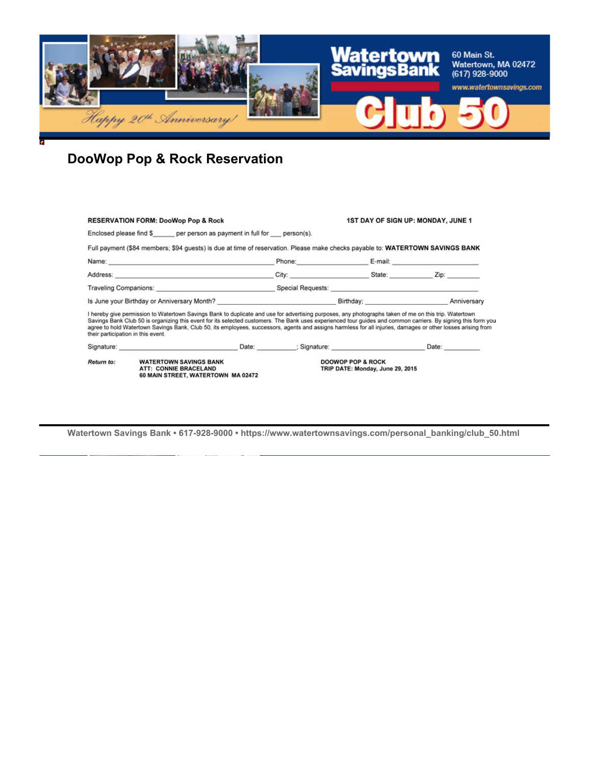# DooWop Pop & Rock Reservation

**RESERVATION FORM: DooWop Pop & Rock** **1ST DAY OF SIGN UP: MONDAY, JUNE 1**

Enclosed please find $______ per person as payment in full for ___ person(s).

Full payment ($84 members; $94 guests) is due at time of reservation. Please make checks payable to: **WATERTOWN SAVINGS BANK**

Name: ______________________________ Phone: ________________ E-mail: ____________________

Address: ______________________________ City: ________________ State: __________ Zip: ________

Traveling Companions: ______________________________ Special Requests: ______________________________

Is June your Birthday or Anniversary Month? ____________________ Birthday; ____________________ Anniversary

I hereby give permission to Watertown Savings Bank to duplicate and use for advertising purposes, any photographs taken of me on this trip. Watertown Savings Bank Club 50 is organizing this event for its selected customers. The Bank uses experienced tour guides and common carriers. By signing this form you agree to hold Watertown Savings Bank, Club 50, its employees, successors, agents and assigns harmless for all injuries, damages or other losses arising from their participation in this event.

Signature: ______________________ Date: __________; Signature: ______________________ Date: __________

***Return to:***

**WATERTOWN SAVINGS BANK**
**ATT: CONNIE BRACELAND**
**60 MAIN STREET, WATERTOWN MA 02472**

**DOOWOP POP & ROCK**
**TRIP DATE: Monday, June 29, 2015**

Watertown Savings Bank • 617-928-9000 • https://www.watertownsavings.com/personal_banking/club_50.html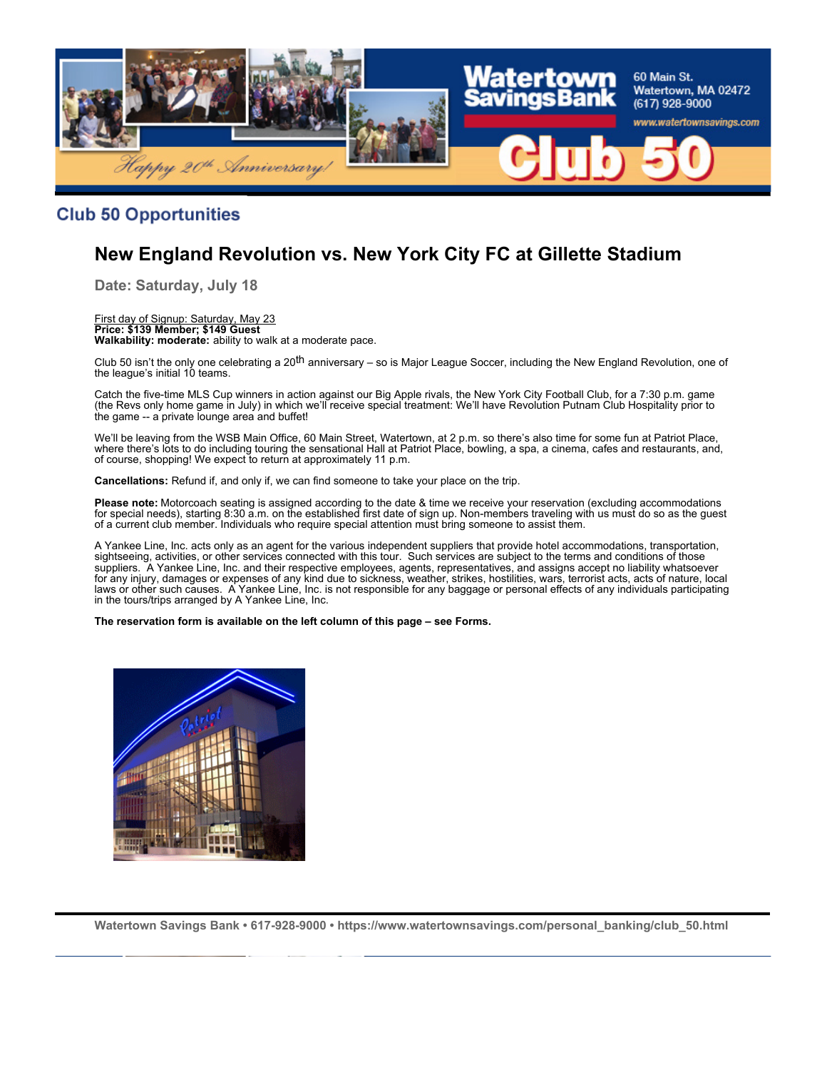## Club 50 Opportunities

# New England Revolution vs. New York City FC at Gillette Stadium

### Date: Saturday, July 18

First day of Signup: Saturday, May 23
**Price: $139 Member; $149 Guest**
**Walkability: moderate:** ability to walk at a moderate pace.

Club 50 isn't the only one celebrating a 20th anniversary – so is Major League Soccer, including the New England Revolution, one of the league's initial 10 teams.

Catch the five-time MLS Cup winners in action against our Big Apple rivals, the New York City Football Club, for a 7:30 p.m. game (the Revs only home game in July) in which we'll receive special treatment: We'll have Revolution Putnam Club Hospitality prior to the game -- a private lounge area and buffet!

We'll be leaving from the WSB Main Office, 60 Main Street, Watertown, at 2 p.m. so there's also time for some fun at Patriot Place, where there's lots to do including touring the sensational Hall at Patriot Place, bowling, a spa, a cinema, cafes and restaurants, and, of course, shopping! We expect to return at approximately 11 p.m.

**Cancellations:** Refund if, and only if, we can find someone to take your place on the trip.

**Please note:** Motorcoach seating is assigned according to the date & time we receive your reservation (excluding accommodations for special needs), starting 8:30 a.m. on the established first date of sign up. Non-members traveling with us must do so as the guest of a current club member. Individuals who require special attention must bring someone to assist them.

A Yankee Line, Inc. acts only as an agent for the various independent suppliers that provide hotel accommodations, transportation, sightseeing, activities, or other services connected with this tour. Such services are subject to the terms and conditions of those suppliers. A Yankee Line, Inc. and their respective employees, agents, representatives, and assigns accept no liability whatsoever for any injury, damages or expenses of any kind due to sickness, weather, strikes, hostilities, wars, terrorist acts, acts of nature, local laws or other such causes. A Yankee Line, Inc. is not responsible for any baggage or personal effects of any individuals participating in the tours/trips arranged by A Yankee Line, Inc.

**The reservation form is available on the left column of this page – see Forms.**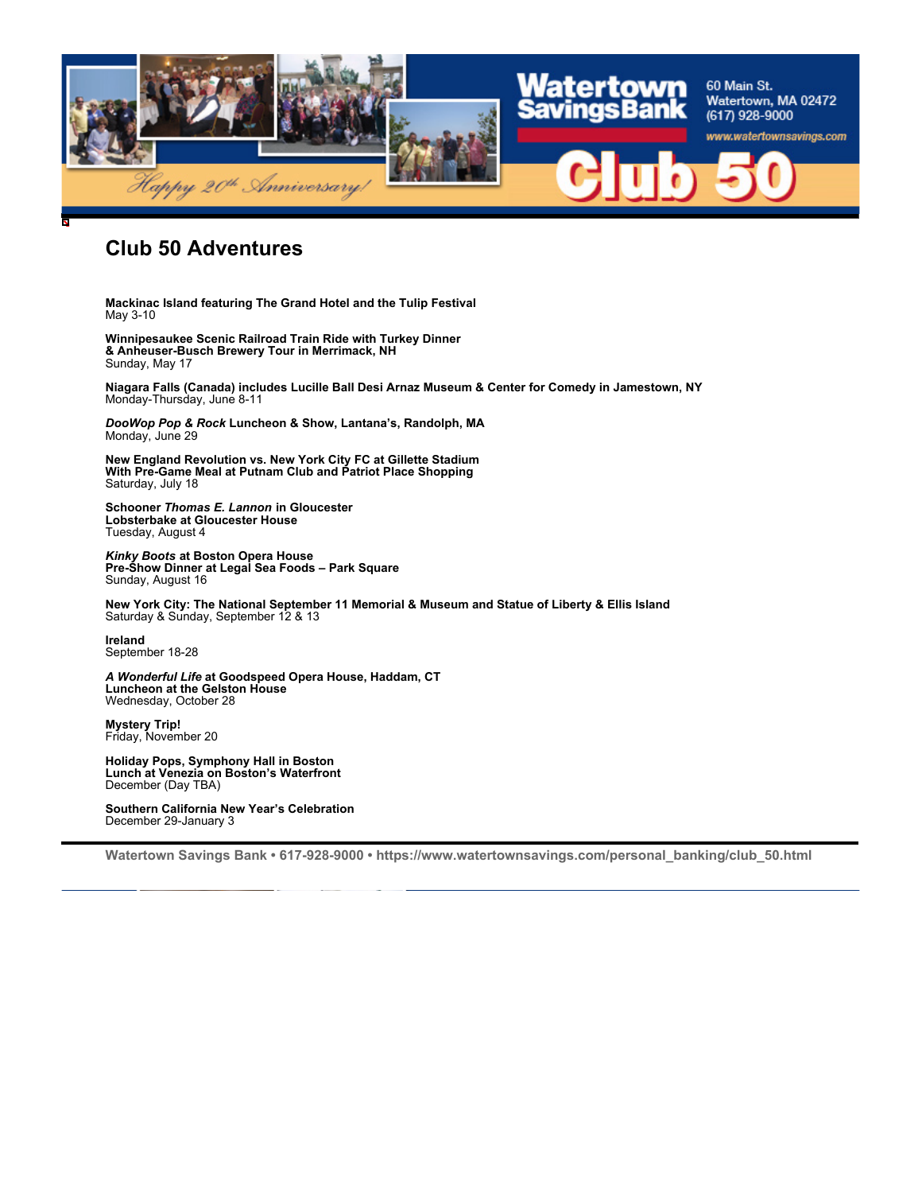Watertown Savings Bank

60 Main St.
Watertown, MA 02472
(617) 928-9000

www.watertownsavings.com

Happy 20th Anniversary!

Club 50

## Club 50 Adventures

**Mackinac Island featuring The Grand Hotel and the Tulip Festival**
May 3-10

**Winnipesaukee Scenic Railroad Train Ride with Turkey Dinner**
**& Anheuser-Busch Brewery Tour in Merrimack, NH**
Sunday, May 17

**Niagara Falls (Canada) includes Lucille Ball Desi Arnaz Museum & Center for Comedy in Jamestown, NY**
Monday-Thursday, June 8-11

***DooWop Pop & Rock* Luncheon & Show, Lantana's, Randolph, MA**
Monday, June 29

**New England Revolution vs. New York City FC at Gillette Stadium**
**With Pre-Game Meal at Putnam Club and Patriot Place Shopping**
Saturday, July 18

**Schooner *Thomas E. Lannon* in Gloucester**
**Lobsterbake at Gloucester House**
Tuesday, August 4

***Kinky Boots* at Boston Opera House**
**Pre-Show Dinner at Legal Sea Foods – Park Square**
Sunday, August 16

**New York City: The National September 11 Memorial & Museum and Statue of Liberty & Ellis Island**
Saturday & Sunday, September 12 & 13

**Ireland**
September 18-28

***A Wonderful Life* at Goodspeed Opera House, Haddam, CT**
**Luncheon at the Gelston House**
Wednesday, October 28

**Mystery Trip!**
Friday, November 20

**Holiday Pops, Symphony Hall in Boston**
**Lunch at Venezia on Boston's Waterfront**
December (Day TBA)

**Southern California New Year's Celebration**
December 29-January 3

**Watertown Savings Bank • 617-928-9000 • https://www.watertownsavings.com/personal_banking/club_50.html**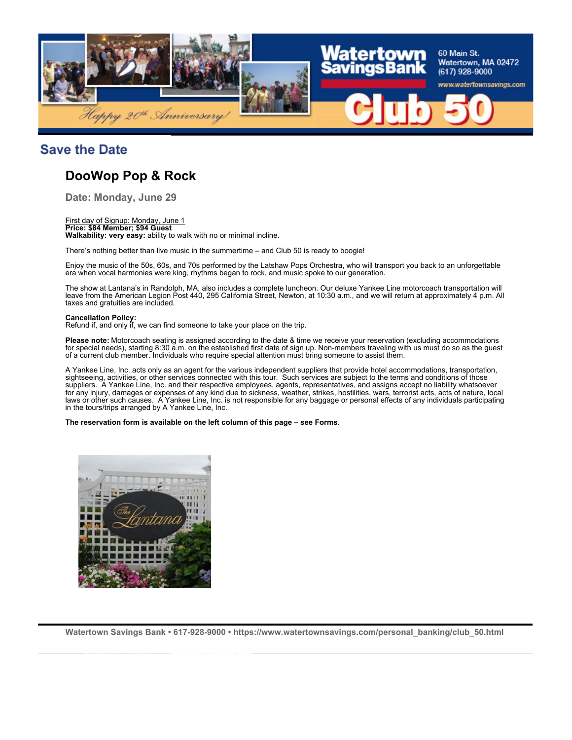## Save the Date

# DooWop Pop & Rock

**Date: Monday, June 29**

First day of Signup: Monday, June 1
**Price: $84 Member; $94 Guest**
**Walkability: very easy:** ability to walk with no or minimal incline.

There's nothing better than live music in the summertime – and Club 50 is ready to boogie!

Enjoy the music of the 50s, 60s, and 70s performed by the Latshaw Pops Orchestra, who will transport you back to an unforgettable era when vocal harmonies were king, rhythms began to rock, and music spoke to our generation.

The show at Lantana's in Randolph, MA, also includes a complete luncheon. Our deluxe Yankee Line motorcoach transportation will leave from the American Legion Post 440, 295 California Street, Newton, at 10:30 a.m., and we will return at approximately 4 p.m. All taxes and gratuities are included.

**Cancellation Policy:**
Refund if, and only if, we can find someone to take your place on the trip.

**Please note:** Motorcoach seating is assigned according to the date & time we receive your reservation (excluding accommodations for special needs), starting 8:30 a.m. on the established first date of sign up. Non-members traveling with us must do so as the guest of a current club member. Individuals who require special attention must bring someone to assist them.

A Yankee Line, Inc. acts only as an agent for the various independent suppliers that provide hotel accommodations, transportation, sightseeing, activities, or other services connected with this tour. Such services are subject to the terms and conditions of those suppliers. A Yankee Line, Inc. and their respective employees, agents, representatives, and assigns accept no liability whatsoever for any injury, damages or expenses of any kind due to sickness, weather, strikes, hostilities, wars, terrorist acts, acts of nature, local laws or other such causes. A Yankee Line, Inc. is not responsible for any baggage or personal effects of any individuals participating in the tours/trips arranged by A Yankee Line, Inc.

**The reservation form is available on the left column of this page – see Forms.**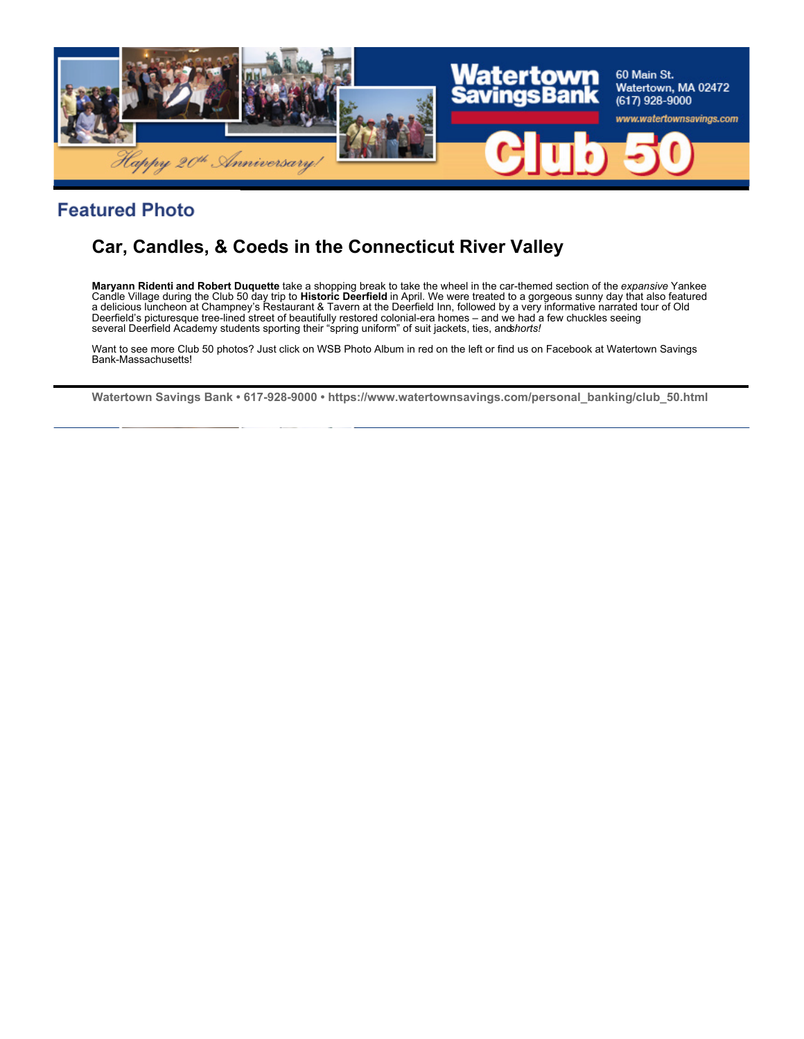Watertown Savings Bank
60 Main St.
Watertown, MA 02472
(617) 928-9000
www.watertownsavings.com

Happy 20th Anniversary!

Club 50

## Featured Photo

### Car, Candles, & Coeds in the Connecticut River Valley

**Maryann Ridenti and Robert Duquette** take a shopping break to take the wheel in the car-themed section of the *expansive* Yankee Candle Village during the Club 50 day trip to **Historic Deerfield** in April. We were treated to a gorgeous sunny day that also featured a delicious luncheon at Champney's Restaurant & Tavern at the Deerfield Inn, followed by a very informative narrated tour of Old Deerfield's picturesque tree-lined street of beautifully restored colonial-era homes – and we had a few chuckles seeing several Deerfield Academy students sporting their "spring uniform" of suit jackets, ties, and *shorts!*

Want to see more Club 50 photos? Just click on WSB Photo Album in red on the left or find us on Facebook at Watertown Savings Bank-Massachusetts!

**Watertown Savings Bank • 617-928-9000 • https://www.watertownsavings.com/personal_banking/club_50.html**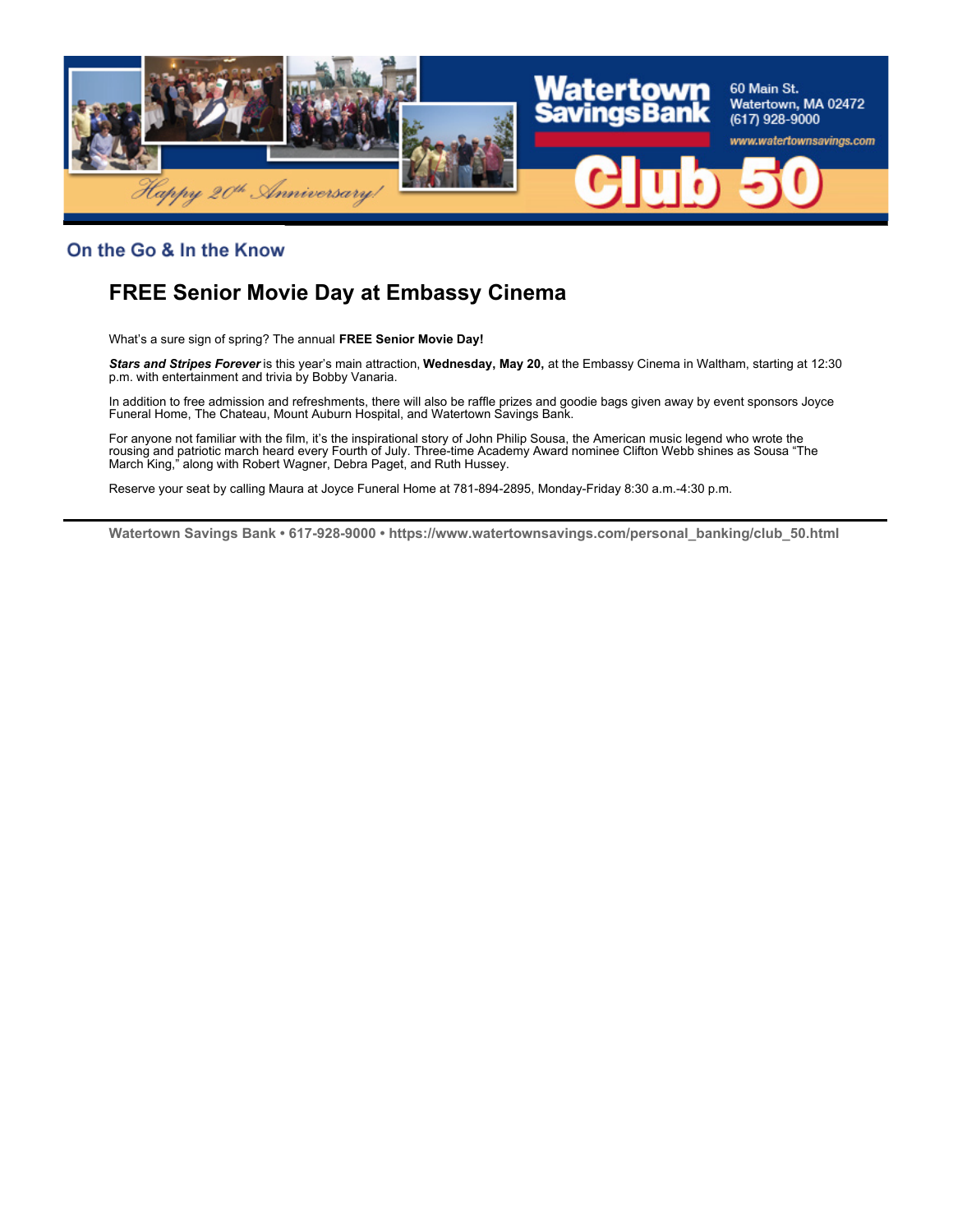Watertown Savings Bank
60 Main St.
Watertown, MA 02472
(617) 928-9000
www.watertownsavings.com

Happy 20th Anniversary!

Club 50

## On the Go & In the Know

# FREE Senior Movie Day at Embassy Cinema

What's a sure sign of spring? The annual **FREE Senior Movie Day!**

***Stars and Stripes Forever*** is this year's main attraction, **Wednesday, May 20,** at the Embassy Cinema in Waltham, starting at 12:30 p.m. with entertainment and trivia by Bobby Vanaria.

In addition to free admission and refreshments, there will also be raffle prizes and goodie bags given away by event sponsors Joyce Funeral Home, The Chateau, Mount Auburn Hospital, and Watertown Savings Bank.

For anyone not familiar with the film, it's the inspirational story of John Philip Sousa, the American music legend who wrote the rousing and patriotic march heard every Fourth of July. Three-time Academy Award nominee Clifton Webb shines as Sousa "The March King," along with Robert Wagner, Debra Paget, and Ruth Hussey.

Reserve your seat by calling Maura at Joyce Funeral Home at 781-894-2895, Monday-Friday 8:30 a.m.-4:30 p.m.

**Watertown Savings Bank • 617-928-9000 • https://www.watertownsavings.com/personal_banking/club_50.html**